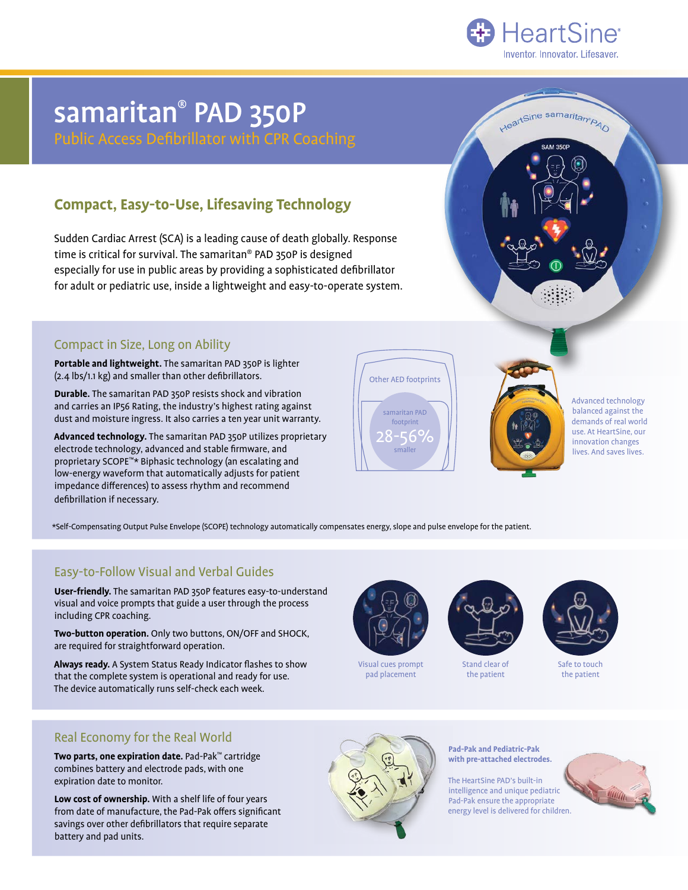HeartSine
Inventor. Innovator. Lifesaver.

# samaritan® PAD 350P

Public Access Defibrillator with CPR Coaching

## Compact, Easy-to-Use, Lifesaving Technology

Sudden Cardiac Arrest (SCA) is a leading cause of death globally. Response time is critical for survival. The samaritan® PAD 350P is designed especially for use in public areas by providing a sophisticated defibrillator for adult or pediatric use, inside a lightweight and easy-to-operate system.

### Compact in Size, Long on Ability

**Portable and lightweight.** The samaritan PAD 350P is lighter (2.4 lbs/1.1 kg) and smaller than other defibrillators.

**Durable.** The samaritan PAD 350P resists shock and vibration and carries an IP56 Rating, the industry's highest rating against dust and moisture ingress. It also carries a ten year unit warranty.

**Advanced technology.** The samaritan PAD 350P utilizes proprietary electrode technology, advanced and stable firmware, and proprietary SCOPE™* Biphasic technology (an escalating and low-energy waveform that automatically adjusts for patient impedance differences) to assess rhythm and recommend defibrillation if necessary.

Other AED footprints

samaritan PAD footprint 28-56% smaller

Advanced technology balanced against the demands of real world use. At HeartSine, our innovation changes lives. And saves lives.

*Self-Compensating Output Pulse Envelope (SCOPE) technology automatically compensates energy, slope and pulse envelope for the patient.

### Easy-to-Follow Visual and Verbal Guides

**User-friendly.** The samaritan PAD 350P features easy-to-understand visual and voice prompts that guide a user through the process including CPR coaching.

**Two-button operation.** Only two buttons, ON/OFF and SHOCK, are required for straightforward operation.

**Always ready.** A System Status Ready Indicator flashes to show that the complete system is operational and ready for use. The device automatically runs self-check each week.

Visual cues prompt pad placement

Stand clear of the patient

Safe to touch the patient

### Real Economy for the Real World

**Two parts, one expiration date.** Pad-Pak™ cartridge combines battery and electrode pads, with one expiration date to monitor.

**Low cost of ownership.** With a shelf life of four years from date of manufacture, the Pad-Pak offers significant savings over other defibrillators that require separate battery and pad units.

**Pad-Pak and Pediatric-Pak with pre-attached electrodes.**

The HeartSine PAD's built-in intelligence and unique pediatric Pad-Pak ensure the appropriate energy level is delivered for children.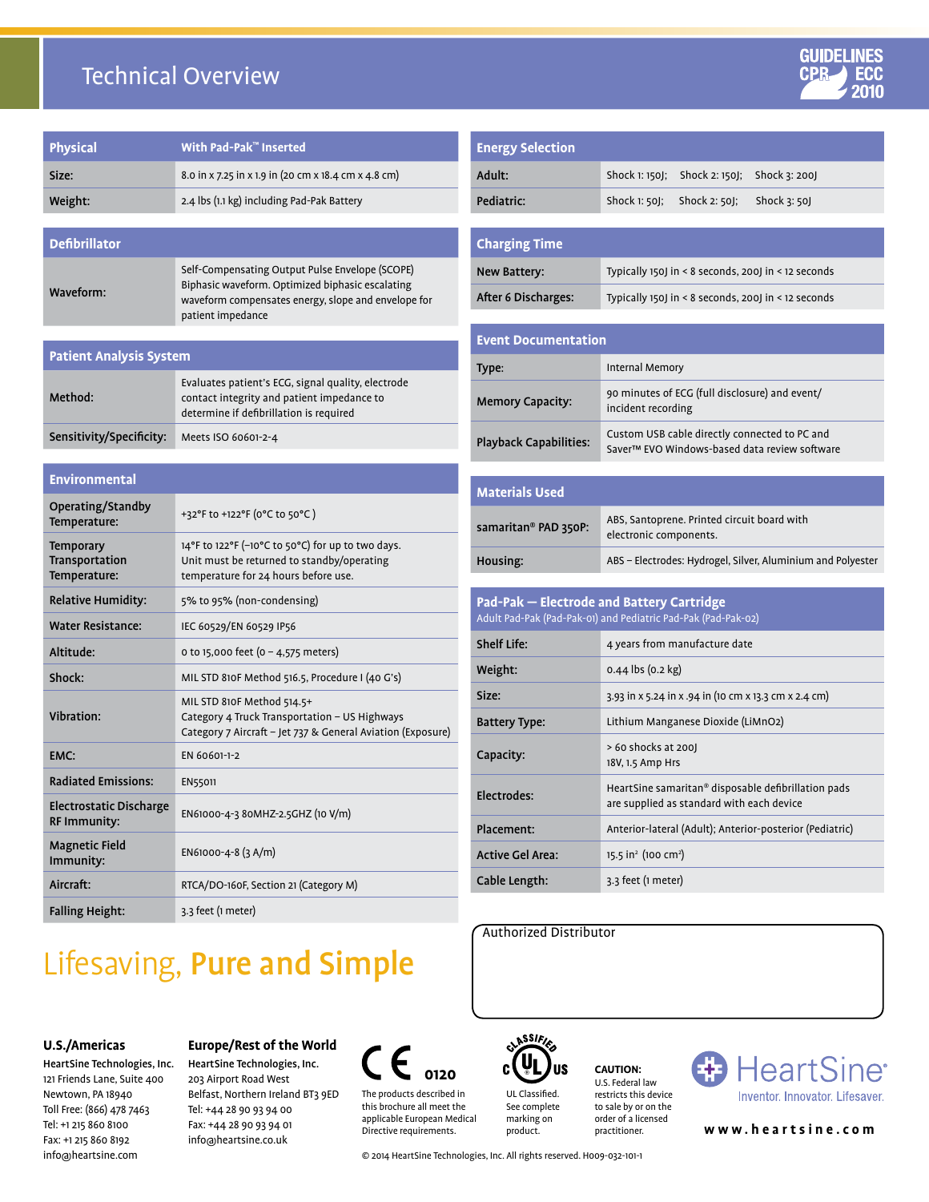# Technical Overview

GUIDELINES CPR ECC 2010

| Physical | With Pad-Pak™ Inserted |
|---|---|
| Size: | 8.0 in x 7.25 in x 1.9 in (20 cm x 18.4 cm x 4.8 cm) |
| Weight: | 2.4 lbs (1.1 kg) including Pad-Pak Battery |

| Defibrillator | |
|---|---|
| Waveform: | Self-Compensating Output Pulse Envelope (SCOPE) Biphasic waveform. Optimized biphasic escalating waveform compensates energy, slope and envelope for patient impedance |

| Patient Analysis System | |
|---|---|
| Method: | Evaluates patient's ECG, signal quality, electrode contact integrity and patient impedance to determine if defibrillation is required |
| Sensitivity/Specificity: | Meets ISO 60601-2-4 |

| Environmental | |
|---|---|
| Operating/Standby Temperature: | +32°F to +122°F (0°C to 50°C ) |
| Temporary Transportation Temperature: | 14°F to 122°F (–10°C to 50°C) for up to two days. Unit must be returned to standby/operating temperature for 24 hours before use. |
| Relative Humidity: | 5% to 95% (non-condensing) |
| Water Resistance: | IEC 60529/EN 60529 IP56 |
| Altitude: | 0 to 15,000 feet (0 – 4,575 meters) |
| Shock: | MIL STD 810F Method 516.5, Procedure I (40 G's) |
| Vibration: | MIL STD 810F Method 514.5+ Category 4 Truck Transportation – US Highways Category 7 Aircraft – Jet 737 & General Aviation (Exposure) |
| EMC: | EN 60601-1-2 |
| Radiated Emissions: | EN55011 |
| Electrostatic Discharge RF Immunity: | EN61000-4-3 80MHZ-2.5GHZ (10 V/m) |
| Magnetic Field Immunity: | EN61000-4-8 (3 A/m) |
| Aircraft: | RTCA/DO-160F, Section 21 (Category M) |
| Falling Height: | 3.3 feet (1 meter) |

| Energy Selection | | | |
|---|---|---|---|
| Adult: | Shock 1: 150J; | Shock 2: 150J; | Shock 3: 200J |
| Pediatric: | Shock 1: 50J; | Shock 2: 50J; | Shock 3: 50J |

| Charging Time | |
|---|---|
| New Battery: | Typically 150J in < 8 seconds, 200J in < 12 seconds |
| After 6 Discharges: | Typically 150J in < 8 seconds, 200J in < 12 seconds |

| Event Documentation | |
|---|---|
| Type: | Internal Memory |
| Memory Capacity: | 90 minutes of ECG (full disclosure) and event/incident recording |
| Playback Capabilities: | Custom USB cable directly connected to PC and Saver™ EVO Windows-based data review software |

| Materials Used | |
|---|---|
| samaritan® PAD 350P: | ABS, Santoprene. Printed circuit board with electronic components. |
| Housing: | ABS – Electrodes: Hydrogel, Silver, Aluminium and Polyester |

| Pad-Pak — Electrode and Battery Cartridge<br>Adult Pad-Pak (Pad-Pak-01) and Pediatric Pad-Pak (Pad-Pak-02) | |
|---|---|
| Shelf Life: | 4 years from manufacture date |
| Weight: | 0.44 lbs (0.2 kg) |
| Size: | 3.93 in x 5.24 in x .94 in (10 cm x 13.3 cm x 2.4 cm) |
| Battery Type: | Lithium Manganese Dioxide ($LiMnO_2$) |
| Capacity: | > 60 shocks at 200J<br>18V, 1.5 Amp Hrs |
| Electrodes: | HeartSine samaritan® disposable defibrillation pads are supplied as standard with each device |
| Placement: | Anterior-lateral (Adult); Anterior-posterior (Pediatric) |
| Active Gel Area: | 15.5 in² (100 cm²) |
| Cable Length: | 3.3 feet (1 meter) |

Lifesaving, **Pure and Simple**

Authorized Distributor

**U.S./Americas**
HeartSine Technologies, Inc.
121 Friends Lane, Suite 400
Newtown, PA 18940
Toll Free: (866) 478 7463
Tel: +1 215 860 8100
Fax: +1 215 860 8192
info@heartsine.com

**Europe/Rest of the World**
HeartSine Technologies, Inc.
203 Airport Road West
Belfast, Northern Ireland BT3 9ED
Tel: +44 28 90 93 94 00
Fax: +44 28 90 93 94 01
info@heartsine.co.uk

CE 0120
The products described in this brochure all meet the applicable European Medical Directive requirements.

UL Classified. See complete marking on product.

**CAUTION:** U.S. Federal law restricts this device to sale by or on the order of a licensed practitioner.

HeartSine®
Inventor. Innovator. Lifesaver.

www.heartsine.com

© 2014 HeartSine Technologies, Inc. All rights reserved. H009-032-101-1